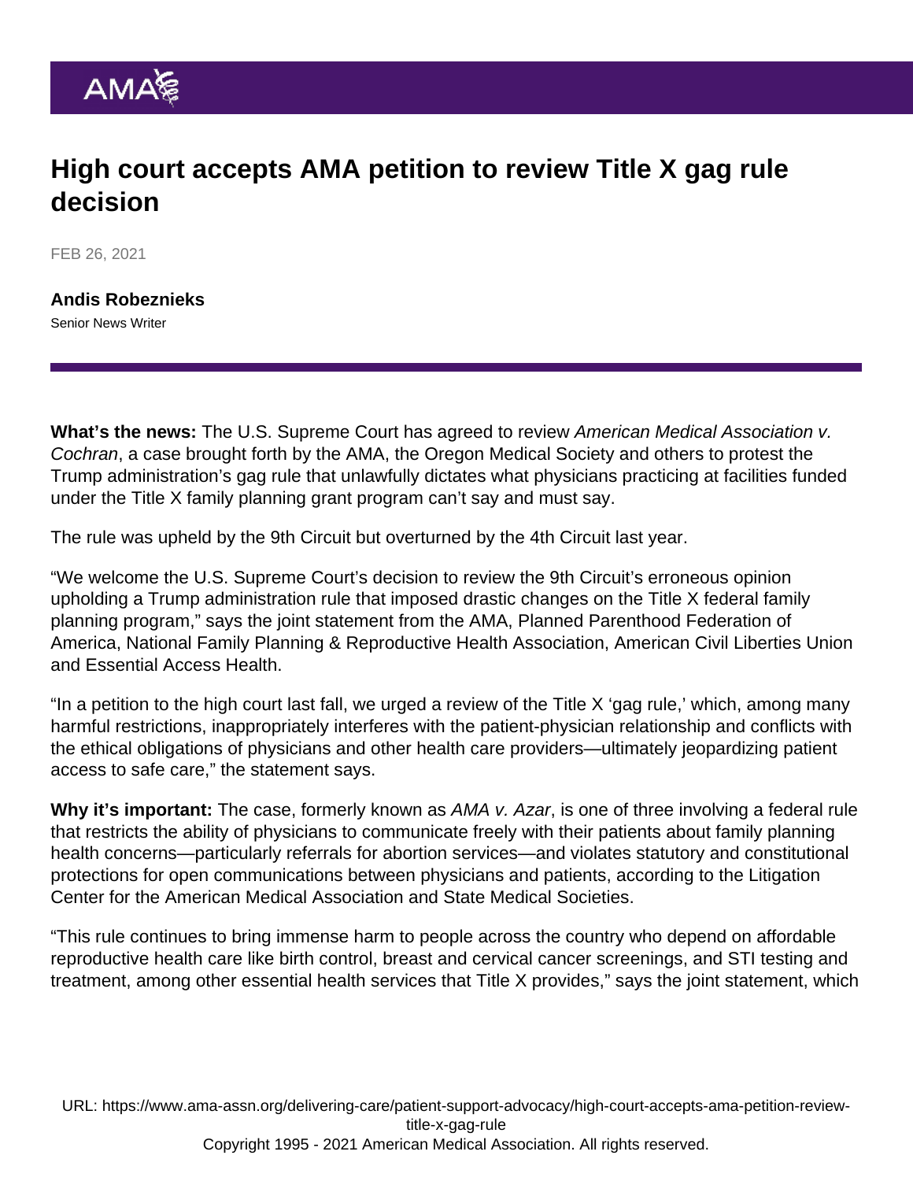# High court accepts AMA petition to review Title X gag rule decision

FEB 26, 2021

**Andis Robeznieks**
Senior News Writer

**What's the news:** The U.S. Supreme Court has agreed to review *American Medical Association v. Cochran*, a case brought forth by the AMA, the Oregon Medical Society and others to protest the Trump administration's gag rule that unlawfully dictates what physicians practicing at facilities funded under the Title X family planning grant program can't say and must say.

The rule was upheld by the 9th Circuit but overturned by the 4th Circuit last year.

"We welcome the U.S. Supreme Court's decision to review the 9th Circuit's erroneous opinion upholding a Trump administration rule that imposed drastic changes on the Title X federal family planning program," says the joint statement from the AMA, Planned Parenthood Federation of America, National Family Planning & Reproductive Health Association, American Civil Liberties Union and Essential Access Health.

"In a petition to the high court last fall, we urged a review of the Title X 'gag rule,' which, among many harmful restrictions, inappropriately interferes with the patient-physician relationship and conflicts with the ethical obligations of physicians and other health care providers—ultimately jeopardizing patient access to safe care," the statement says.

**Why it's important:** The case, formerly known as *AMA v. Azar*, is one of three involving a federal rule that restricts the ability of physicians to communicate freely with their patients about family planning health concerns—particularly referrals for abortion services—and violates statutory and constitutional protections for open communications between physicians and patients, according to the Litigation Center for the American Medical Association and State Medical Societies.

"This rule continues to bring immense harm to people across the country who depend on affordable reproductive health care like birth control, breast and cervical cancer screenings, and STI testing and treatment, among other essential health services that Title X provides," says the joint statement, which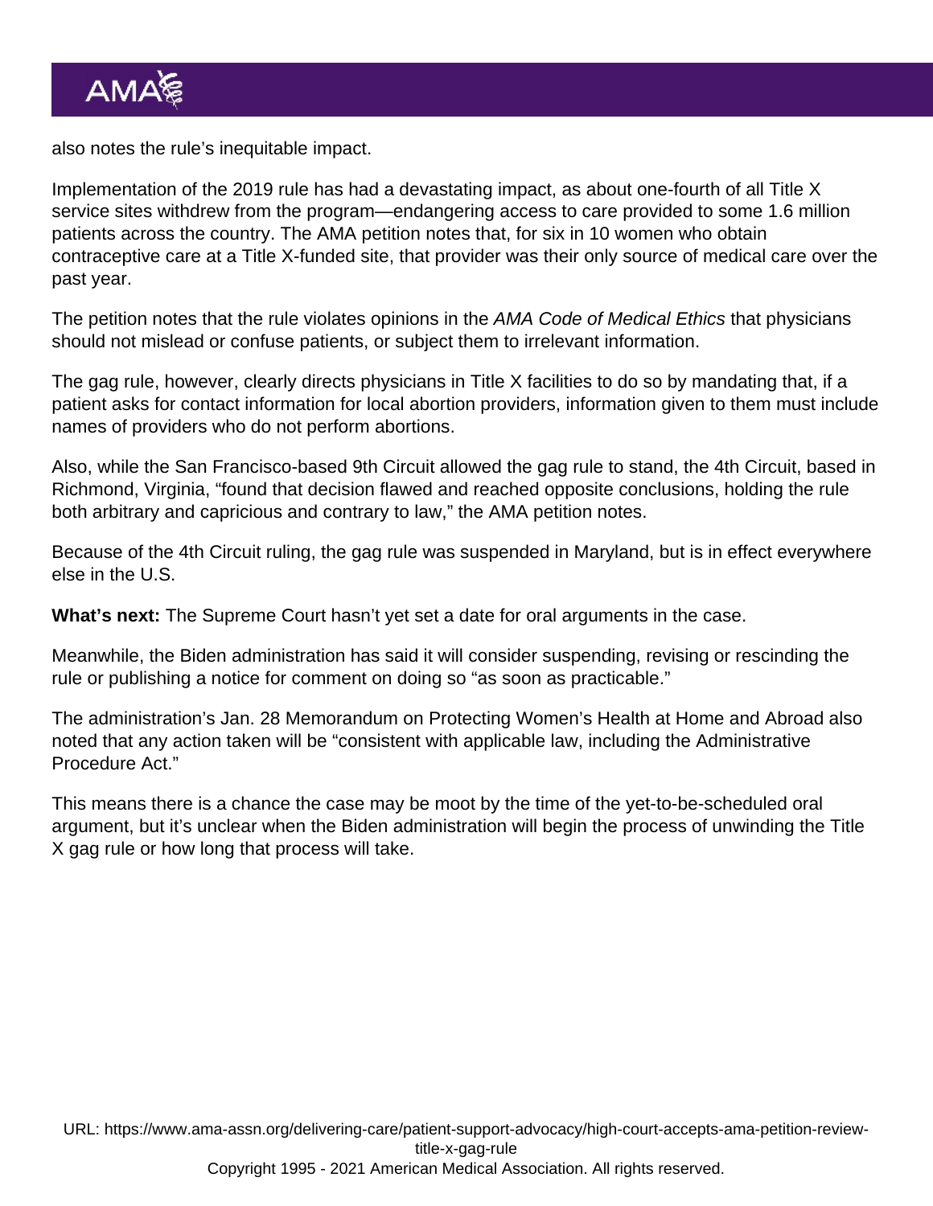also notes the rule's inequitable impact.

Implementation of the 2019 rule has had a devastating impact, as about one-fourth of all Title X service sites withdrew from the program—endangering access to care provided to some 1.6 million patients across the country. The AMA petition notes that, for six in 10 women who obtain contraceptive care at a Title X-funded site, that provider was their only source of medical care over the past year.

The petition notes that the rule violates opinions in the *AMA Code of Medical Ethics* that physicians should not mislead or confuse patients, or subject them to irrelevant information.

The gag rule, however, clearly directs physicians in Title X facilities to do so by mandating that, if a patient asks for contact information for local abortion providers, information given to them must include names of providers who do not perform abortions.

Also, while the San Francisco-based 9th Circuit allowed the gag rule to stand, the 4th Circuit, based in Richmond, Virginia, "found that decision flawed and reached opposite conclusions, holding the rule both arbitrary and capricious and contrary to law," the AMA petition notes.

Because of the 4th Circuit ruling, the gag rule was suspended in Maryland, but is in effect everywhere else in the U.S.

**What's next:** The Supreme Court hasn't yet set a date for oral arguments in the case.

Meanwhile, the Biden administration has said it will consider suspending, revising or rescinding the rule or publishing a notice for comment on doing so "as soon as practicable."

The administration's Jan. 28 Memorandum on Protecting Women's Health at Home and Abroad also noted that any action taken will be "consistent with applicable law, including the Administrative Procedure Act."

This means there is a chance the case may be moot by the time of the yet-to-be-scheduled oral argument, but it's unclear when the Biden administration will begin the process of unwinding the Title X gag rule or how long that process will take.